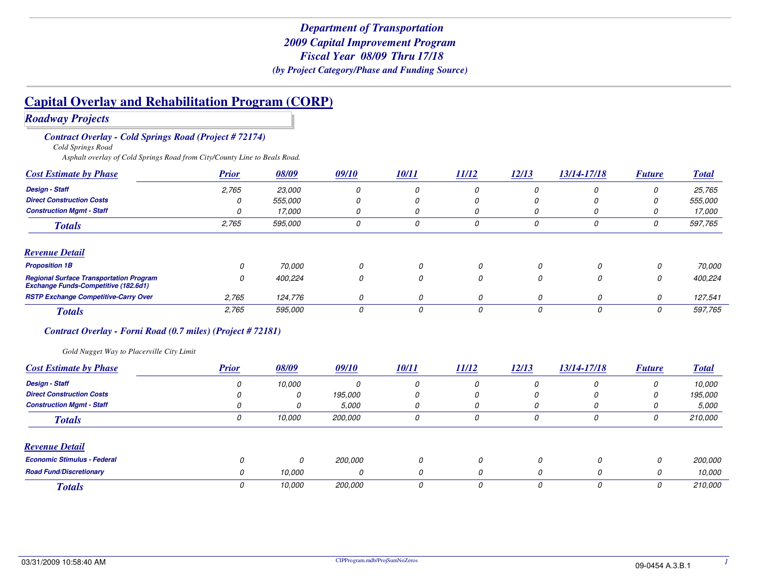# Department of Transportation
## 2009 Capital Improvement Program
### Fiscal Year 08/09 Thru 17/18
*(by Project Category/Phase and Funding Source)*

## Capital Overlay and Rehabilitation Program (CORP)

### Roadway Projects

#### Contract Overlay - Cold Springs Road (Project # 72174)

*Cold Springs Road*

*Asphalt overlay of Cold Springs Road from City/County Line to Beals Road.*

| Cost Estimate by Phase | Prior | 08/09 | 09/10 | 10/11 | 11/12 | 12/13 | 13/14-17/18 | Future | Total |
|---|---|---|---|---|---|---|---|---|---|
| Design - Staff | 2,765 | 23,000 | 0 | 0 | 0 | 0 | 0 | 0 | 25,765 |
| Direct Construction Costs | 0 | 555,000 | 0 | 0 | 0 | 0 | 0 | 0 | 555,000 |
| Construction Mgmt - Staff | 0 | 17,000 | 0 | 0 | 0 | 0 | 0 | 0 | 17,000 |
| **Totals** | 2,765 | 595,000 | 0 | 0 | 0 | 0 | 0 | 0 | 597,765 |

| Revenue Detail | Prior | 08/09 | 09/10 | 10/11 | 11/12 | 12/13 | 13/14-17/18 | Future | Total |
|---|---|---|---|---|---|---|---|---|---|
| Proposition 1B | 0 | 70,000 | 0 | 0 | 0 | 0 | 0 | 0 | 70,000 |
| Regional Surface Transportation Program Exchange Funds-Competitive (182.6d1) | 0 | 400,224 | 0 | 0 | 0 | 0 | 0 | 0 | 400,224 |
| RSTP Exchange Competitive-Carry Over | 2,765 | 124,776 | 0 | 0 | 0 | 0 | 0 | 0 | 127,541 |
| **Totals** | 2,765 | 595,000 | 0 | 0 | 0 | 0 | 0 | 0 | 597,765 |

#### Contract Overlay - Forni Road (0.7 miles) (Project # 72181)

*Gold Nugget Way to Placerville City Limit*

| Cost Estimate by Phase | Prior | 08/09 | 09/10 | 10/11 | 11/12 | 12/13 | 13/14-17/18 | Future | Total |
|---|---|---|---|---|---|---|---|---|---|
| Design - Staff | 0 | 10,000 | 0 | 0 | 0 | 0 | 0 | 0 | 10,000 |
| Direct Construction Costs | 0 | 0 | 195,000 | 0 | 0 | 0 | 0 | 0 | 195,000 |
| Construction Mgmt - Staff | 0 | 0 | 5,000 | 0 | 0 | 0 | 0 | 0 | 5,000 |
| **Totals** | 0 | 10,000 | 200,000 | 0 | 0 | 0 | 0 | 0 | 210,000 |

| Revenue Detail | Prior | 08/09 | 09/10 | 10/11 | 11/12 | 12/13 | 13/14-17/18 | Future | Total |
|---|---|---|---|---|---|---|---|---|---|
| Economic Stimulus - Federal | 0 | 0 | 200,000 | 0 | 0 | 0 | 0 | 0 | 200,000 |
| Road Fund/Discretionary | 0 | 10,000 | 0 | 0 | 0 | 0 | 0 | 0 | 10,000 |
| **Totals** | 0 | 10,000 | 200,000 | 0 | 0 | 0 | 0 | 0 | 210,000 |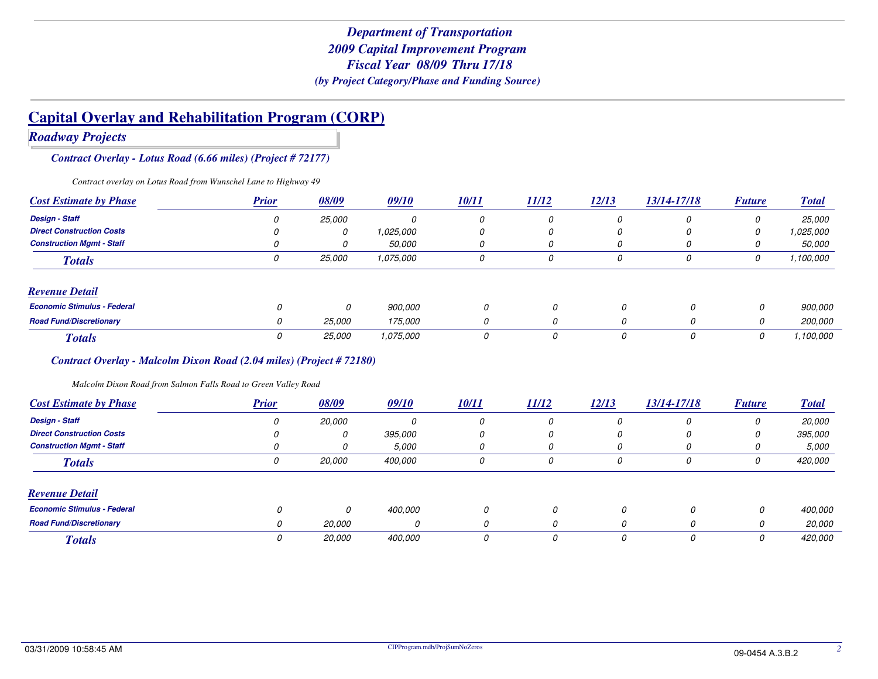# Department of Transportation
## 2009 Capital Improvement Program
## Fiscal Year 08/09 Thru 17/18
*(by Project Category/Phase and Funding Source)*

## Capital Overlay and Rehabilitation Program (CORP)

### *Roadway Projects*

#### *Contract Overlay - Lotus Road (6.66 miles) (Project # 72177)*

*Contract overlay on Lotus Road from Wunschel Lane to Highway 49*

| Cost Estimate by Phase | Prior | 08/09 | 09/10 | 10/11 | 11/12 | 12/13 | 13/14-17/18 | Future | Total |
|---|---|---|---|---|---|---|---|---|---|
| Design - Staff | 0 | 25,000 | 0 | 0 | 0 | 0 | 0 | 0 | 25,000 |
| Direct Construction Costs | 0 | 0 | 1,025,000 | 0 | 0 | 0 | 0 | 0 | 1,025,000 |
| Construction Mgmt - Staff | 0 | 0 | 50,000 | 0 | 0 | 0 | 0 | 0 | 50,000 |
| **Totals** | 0 | 25,000 | 1,075,000 | 0 | 0 | 0 | 0 | 0 | 1,100,000 |

| Revenue Detail | Prior | 08/09 | 09/10 | 10/11 | 11/12 | 12/13 | 13/14-17/18 | Future | Total |
|---|---|---|---|---|---|---|---|---|---|
| Economic Stimulus - Federal | 0 | 0 | 900,000 | 0 | 0 | 0 | 0 | 0 | 900,000 |
| Road Fund/Discretionary | 0 | 25,000 | 175,000 | 0 | 0 | 0 | 0 | 0 | 200,000 |
| **Totals** | 0 | 25,000 | 1,075,000 | 0 | 0 | 0 | 0 | 0 | 1,100,000 |

#### *Contract Overlay - Malcolm Dixon Road (2.04 miles) (Project # 72180)*

*Malcolm Dixon Road from Salmon Falls Road to Green Valley Road*

| Cost Estimate by Phase | Prior | 08/09 | 09/10 | 10/11 | 11/12 | 12/13 | 13/14-17/18 | Future | Total |
|---|---|---|---|---|---|---|---|---|---|
| Design - Staff | 0 | 20,000 | 0 | 0 | 0 | 0 | 0 | 0 | 20,000 |
| Direct Construction Costs | 0 | 0 | 395,000 | 0 | 0 | 0 | 0 | 0 | 395,000 |
| Construction Mgmt - Staff | 0 | 0 | 5,000 | 0 | 0 | 0 | 0 | 0 | 5,000 |
| **Totals** | 0 | 20,000 | 400,000 | 0 | 0 | 0 | 0 | 0 | 420,000 |

| Revenue Detail | Prior | 08/09 | 09/10 | 10/11 | 11/12 | 12/13 | 13/14-17/18 | Future | Total |
|---|---|---|---|---|---|---|---|---|---|
| Economic Stimulus - Federal | 0 | 0 | 400,000 | 0 | 0 | 0 | 0 | 0 | 400,000 |
| Road Fund/Discretionary | 0 | 20,000 | 0 | 0 | 0 | 0 | 0 | 0 | 20,000 |
| **Totals** | 0 | 20,000 | 400,000 | 0 | 0 | 0 | 0 | 0 | 420,000 |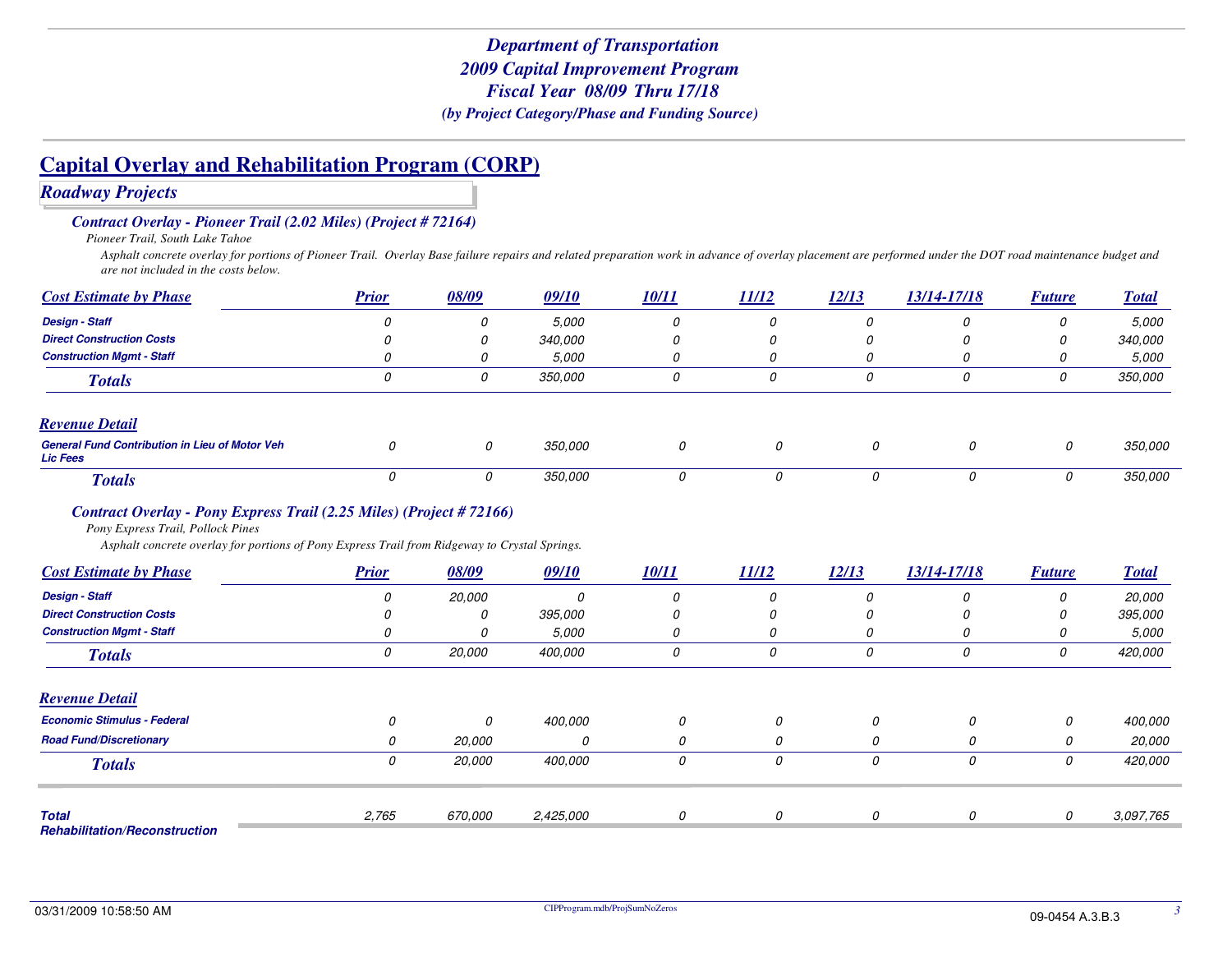# Department of Transportation
## 2009 Capital Improvement Program
## Fiscal Year 08/09 Thru 17/18
*(by Project Category/Phase and Funding Source)*

# Capital Overlay and Rehabilitation Program (CORP)

## Roadway Projects

### Contract Overlay - Pioneer Trail (2.02 Miles) (Project # 72164)

*Pioneer Trail, South Lake Tahoe*

*Asphalt concrete overlay for portions of Pioneer Trail. Overlay Base failure repairs and related preparation work in advance of overlay placement are performed under the DOT road maintenance budget and are not included in the costs below.*

| Cost Estimate by Phase | Prior | 08/09 | 09/10 | 10/11 | 11/12 | 12/13 | 13/14-17/18 | Future | Total |
|---|---|---|---|---|---|---|---|---|---|
| Design - Staff | 0 | 0 | 5,000 | 0 | 0 | 0 | 0 | 0 | 5,000 |
| Direct Construction Costs | 0 | 0 | 340,000 | 0 | 0 | 0 | 0 | 0 | 340,000 |
| Construction Mgmt - Staff | 0 | 0 | 5,000 | 0 | 0 | 0 | 0 | 0 | 5,000 |
| **Totals** | 0 | 0 | 350,000 | 0 | 0 | 0 | 0 | 0 | 350,000 |

| Revenue Detail | Prior | 08/09 | 09/10 | 10/11 | 11/12 | 12/13 | 13/14-17/18 | Future | Total |
|---|---|---|---|---|---|---|---|---|---|
| General Fund Contribution in Lieu of Motor Veh Lic Fees | 0 | 0 | 350,000 | 0 | 0 | 0 | 0 | 0 | 350,000 |
| **Totals** | 0 | 0 | 350,000 | 0 | 0 | 0 | 0 | 0 | 350,000 |

### Contract Overlay - Pony Express Trail (2.25 Miles) (Project # 72166)

*Pony Express Trail, Pollock Pines*

*Asphalt concrete overlay for portions of Pony Express Trail from Ridgeway to Crystal Springs.*

| Cost Estimate by Phase | Prior | 08/09 | 09/10 | 10/11 | 11/12 | 12/13 | 13/14-17/18 | Future | Total |
|---|---|---|---|---|---|---|---|---|---|
| Design - Staff | 0 | 20,000 | 0 | 0 | 0 | 0 | 0 | 0 | 20,000 |
| Direct Construction Costs | 0 | 0 | 395,000 | 0 | 0 | 0 | 0 | 0 | 395,000 |
| Construction Mgmt - Staff | 0 | 0 | 5,000 | 0 | 0 | 0 | 0 | 0 | 5,000 |
| **Totals** | 0 | 20,000 | 400,000 | 0 | 0 | 0 | 0 | 0 | 420,000 |

| Revenue Detail | Prior | 08/09 | 09/10 | 10/11 | 11/12 | 12/13 | 13/14-17/18 | Future | Total |
|---|---|---|---|---|---|---|---|---|---|
| Economic Stimulus - Federal | 0 | 0 | 400,000 | 0 | 0 | 0 | 0 | 0 | 400,000 |
| Road Fund/Discretionary | 0 | 20,000 | 0 | 0 | 0 | 0 | 0 | 0 | 20,000 |
| **Totals** | 0 | 20,000 | 400,000 | 0 | 0 | 0 | 0 | 0 | 420,000 |

| | Prior | 08/09 | 09/10 | 10/11 | 11/12 | 12/13 | 13/14-17/18 | Future | Total |
|---|---|---|---|---|---|---|---|---|---|
| **Total Rehabilitation/Reconstruction** | 2,765 | 670,000 | 2,425,000 | 0 | 0 | 0 | 0 | 0 | 3,097,765 |

03/31/2009 10:58:50 AM    CIPProgram.mdb/ProjSumNoZeros    09-0454 A.3.B.3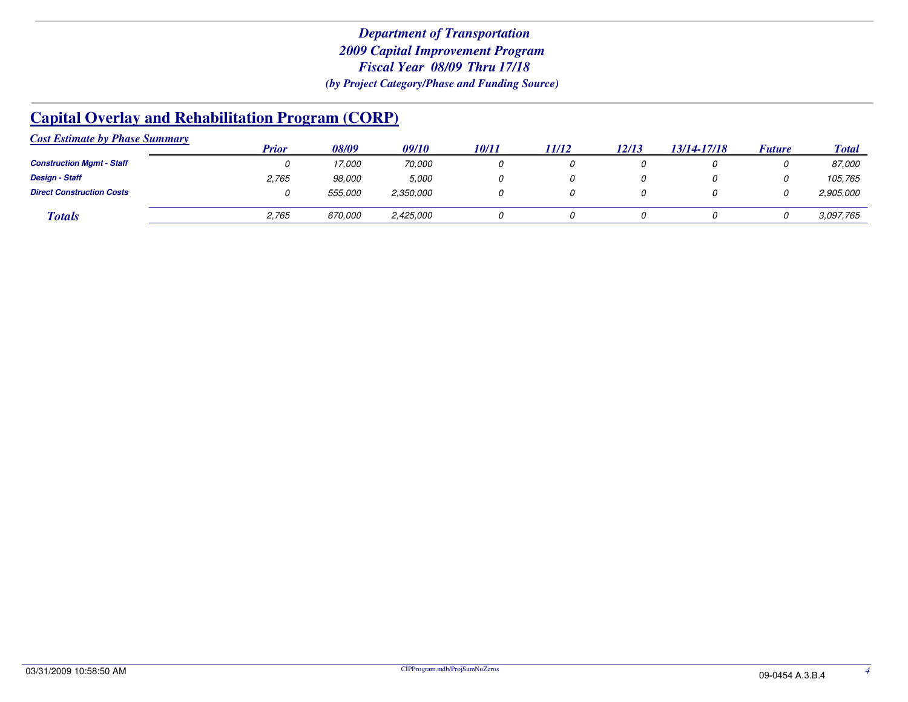*Department of Transportation*
*2009 Capital Improvement Program*
*Fiscal Year 08/09 Thru 17/18*
*(by Project Category/Phase and Funding Source)*

## Capital Overlay and Rehabilitation Program (CORP)

*Cost Estimate by Phase Summary*

| | Prior | 08/09 | 09/10 | 10/11 | 11/12 | 12/13 | 13/14-17/18 | Future | Total |
|---|---|---|---|---|---|---|---|---|---|
| **Construction Mgmt - Staff** | 0 | 17,000 | 70,000 | 0 | 0 | 0 | 0 | 0 | 87,000 |
| **Design - Staff** | 2,765 | 98,000 | 5,000 | 0 | 0 | 0 | 0 | 0 | 105,765 |
| **Direct Construction Costs** | 0 | 555,000 | 2,350,000 | 0 | 0 | 0 | 0 | 0 | 2,905,000 |
| ***Totals*** | 2,765 | 670,000 | 2,425,000 | 0 | 0 | 0 | 0 | 0 | 3,097,765 |

03/31/2009 10:58:50 AM CIPProgram.mdb/ProjSumNoZeros 09-0454 A.3.B.4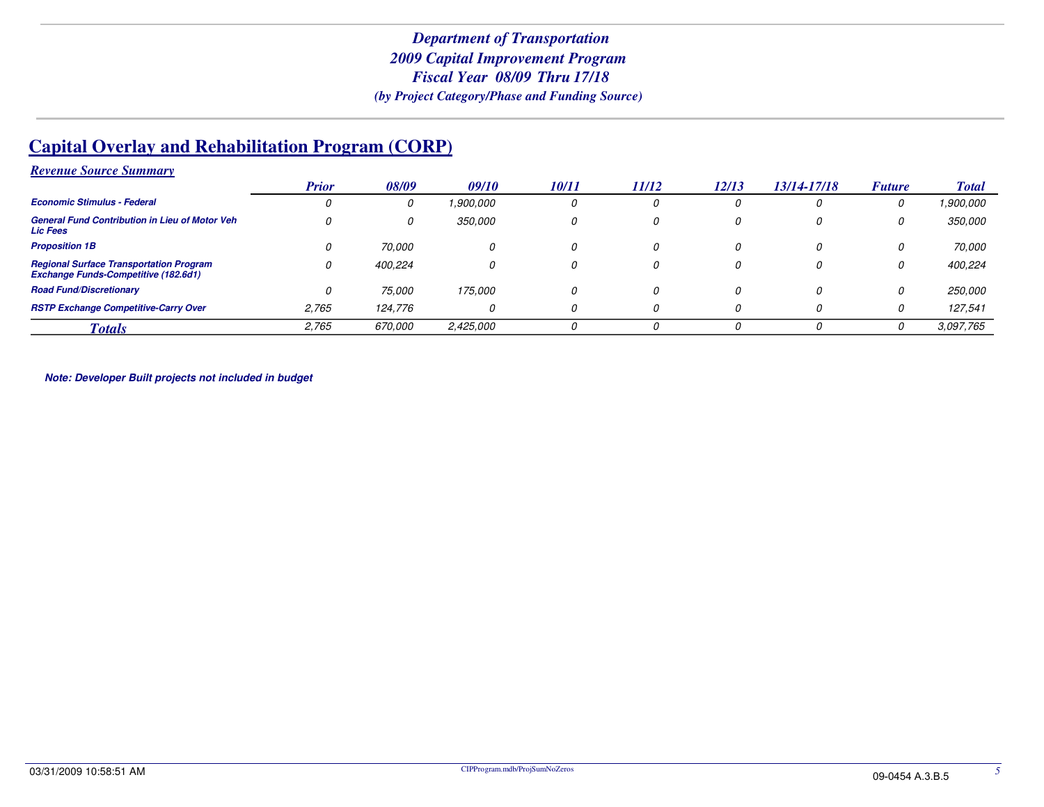*Department of Transportation*
*2009 Capital Improvement Program*
*Fiscal Year 08/09 Thru 17/18*
*(by Project Category/Phase and Funding Source)*

## Capital Overlay and Rehabilitation Program (CORP)

### *Revenue Source Summary*

| | Prior | 08/09 | 09/10 | 10/11 | 11/12 | 12/13 | 13/14-17/18 | Future | Total |
|---|---|---|---|---|---|---|---|---|---|
| **Economic Stimulus - Federal** | 0 | 0 | 1,900,000 | 0 | 0 | 0 | 0 | 0 | 1,900,000 |
| **General Fund Contribution in Lieu of Motor Veh Lic Fees** | 0 | 0 | 350,000 | 0 | 0 | 0 | 0 | 0 | 350,000 |
| **Proposition 1B** | 0 | 70,000 | 0 | 0 | 0 | 0 | 0 | 0 | 70,000 |
| **Regional Surface Transportation Program Exchange Funds-Competitive (182.6d1)** | 0 | 400,224 | 0 | 0 | 0 | 0 | 0 | 0 | 400,224 |
| **Road Fund/Discretionary** | 0 | 75,000 | 175,000 | 0 | 0 | 0 | 0 | 0 | 250,000 |
| **RSTP Exchange Competitive-Carry Over** | 2,765 | 124,776 | 0 | 0 | 0 | 0 | 0 | 0 | 127,541 |
| **Totals** | 2,765 | 670,000 | 2,425,000 | 0 | 0 | 0 | 0 | 0 | 3,097,765 |

**Note: Developer Built projects not included in budget**

03/31/2009 10:58:51 AM CIPProgram.mdb/ProjSumNoZeros 09-0454 A.3.B.5